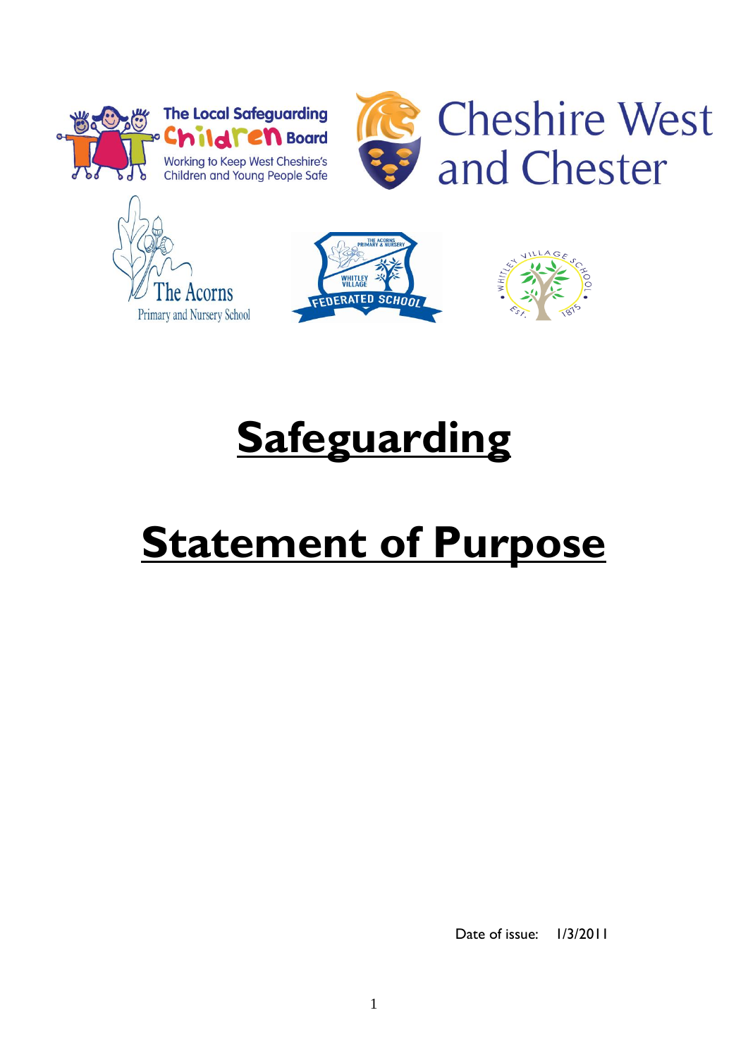# Safeguarding

# Statement of Purpose

Date of issue: 1/3/2011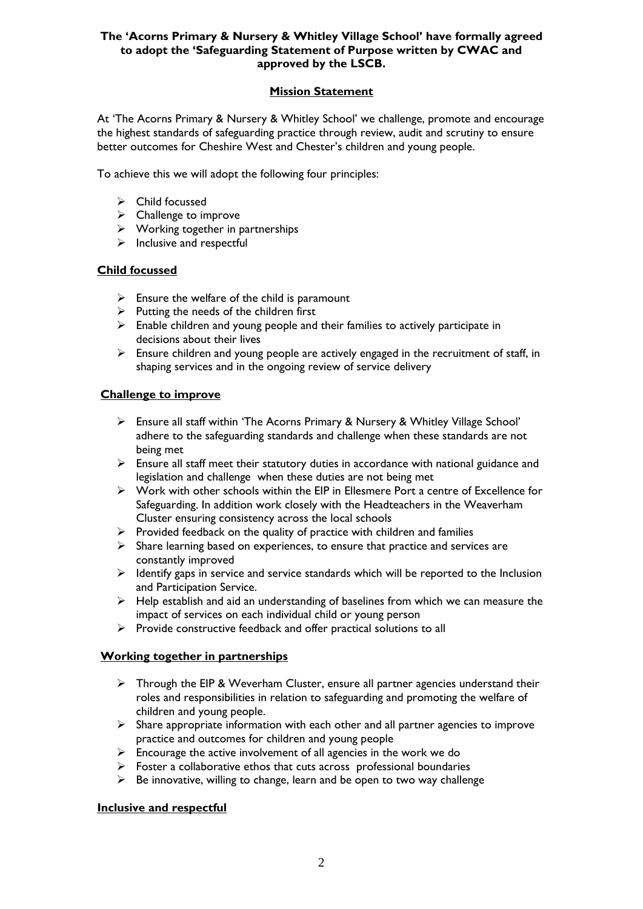**The 'Acorns Primary & Nursery & Whitley Village School' have formally agreed to adopt the 'Safeguarding Statement of Purpose written by CWAC and approved by the LSCB.**

## Mission Statement

At 'The Acorns Primary & Nursery & Whitley School' we challenge, promote and encourage the highest standards of safeguarding practice through review, audit and scrutiny to ensure better outcomes for Cheshire West and Chester's children and young people.

To achieve this we will adopt the following four principles:

- Child focussed
- Challenge to improve
- Working together in partnerships
- Inclusive and respectful

### Child focussed

- Ensure the welfare of the child is paramount
- Putting the needs of the children first
- Enable children and young people and their families to actively participate in decisions about their lives
- Ensure children and young people are actively engaged in the recruitment of staff, in shaping services and in the ongoing review of service delivery

### Challenge to improve

- Ensure all staff within 'The Acorns Primary & Nursery & Whitley Village School' adhere to the safeguarding standards and challenge when these standards are not being met
- Ensure all staff meet their statutory duties in accordance with national guidance and legislation and challenge when these duties are not being met
- Work with other schools within the EIP in Ellesmere Port a centre of Excellence for Safeguarding. In addition work closely with the Headteachers in the Weaverham Cluster ensuring consistency across the local schools
- Provided feedback on the quality of practice with children and families
- Share learning based on experiences, to ensure that practice and services are constantly improved
- Identify gaps in service and service standards which will be reported to the Inclusion and Participation Service.
- Help establish and aid an understanding of baselines from which we can measure the impact of services on each individual child or young person
- Provide constructive feedback and offer practical solutions to all

### Working together in partnerships

- Through the EIP & Weverham Cluster, ensure all partner agencies understand their roles and responsibilities in relation to safeguarding and promoting the welfare of children and young people.
- Share appropriate information with each other and all partner agencies to improve practice and outcomes for children and young people
- Encourage the active involvement of all agencies in the work we do
- Foster a collaborative ethos that cuts across professional boundaries
- Be innovative, willing to change, learn and be open to two way challenge

### Inclusive and respectful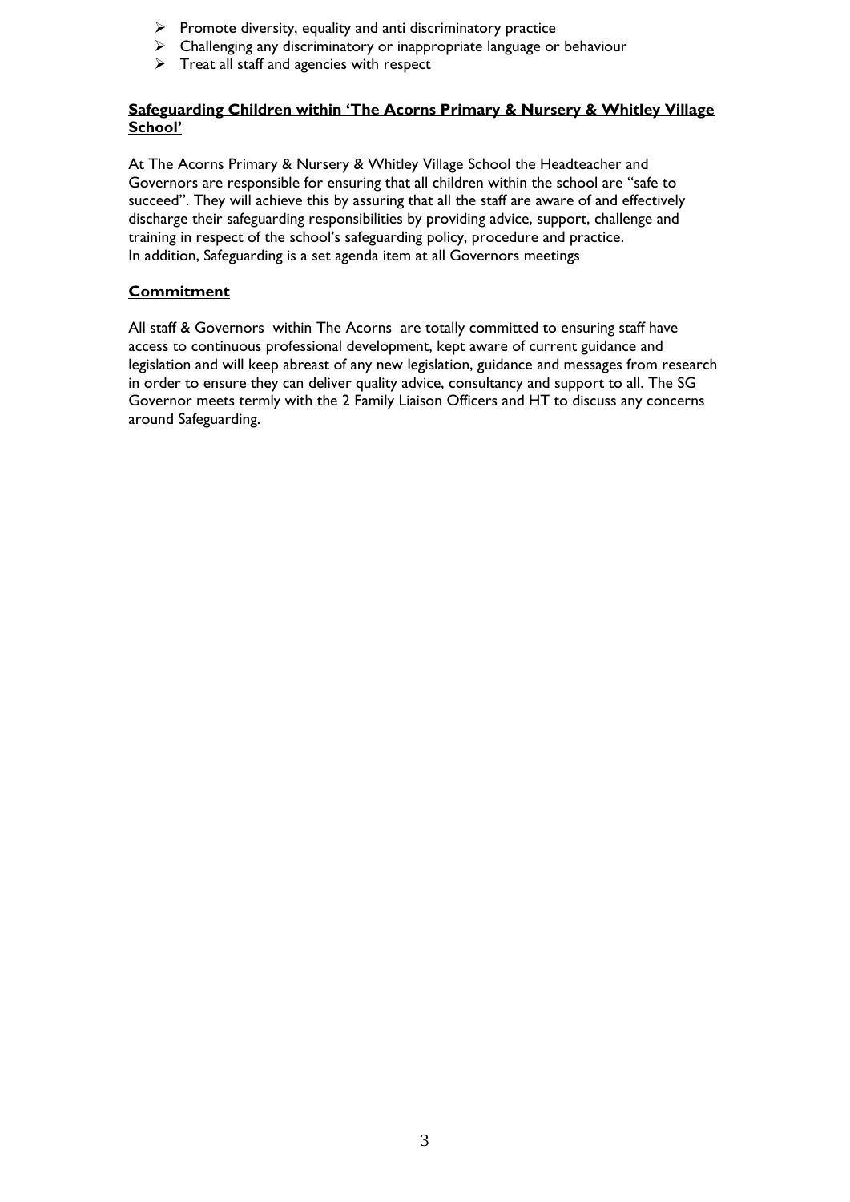- Promote diversity, equality and anti discriminatory practice
- Challenging any discriminatory or inappropriate language or behaviour
- Treat all staff and agencies with respect

## Safeguarding Children within 'The Acorns Primary & Nursery & Whitley Village School'

At The Acorns Primary & Nursery & Whitley Village School the Headteacher and Governors are responsible for ensuring that all children within the school are "safe to succeed". They will achieve this by assuring that all the staff are aware of and effectively discharge their safeguarding responsibilities by providing advice, support, challenge and training in respect of the school's safeguarding policy, procedure and practice.
In addition, Safeguarding is a set agenda item at all Governors meetings

## Commitment

All staff & Governors within The Acorns are totally committed to ensuring staff have access to continuous professional development, kept aware of current guidance and legislation and will keep abreast of any new legislation, guidance and messages from research in order to ensure they can deliver quality advice, consultancy and support to all. The SG Governor meets termly with the 2 Family Liaison Officers and HT to discuss any concerns around Safeguarding.